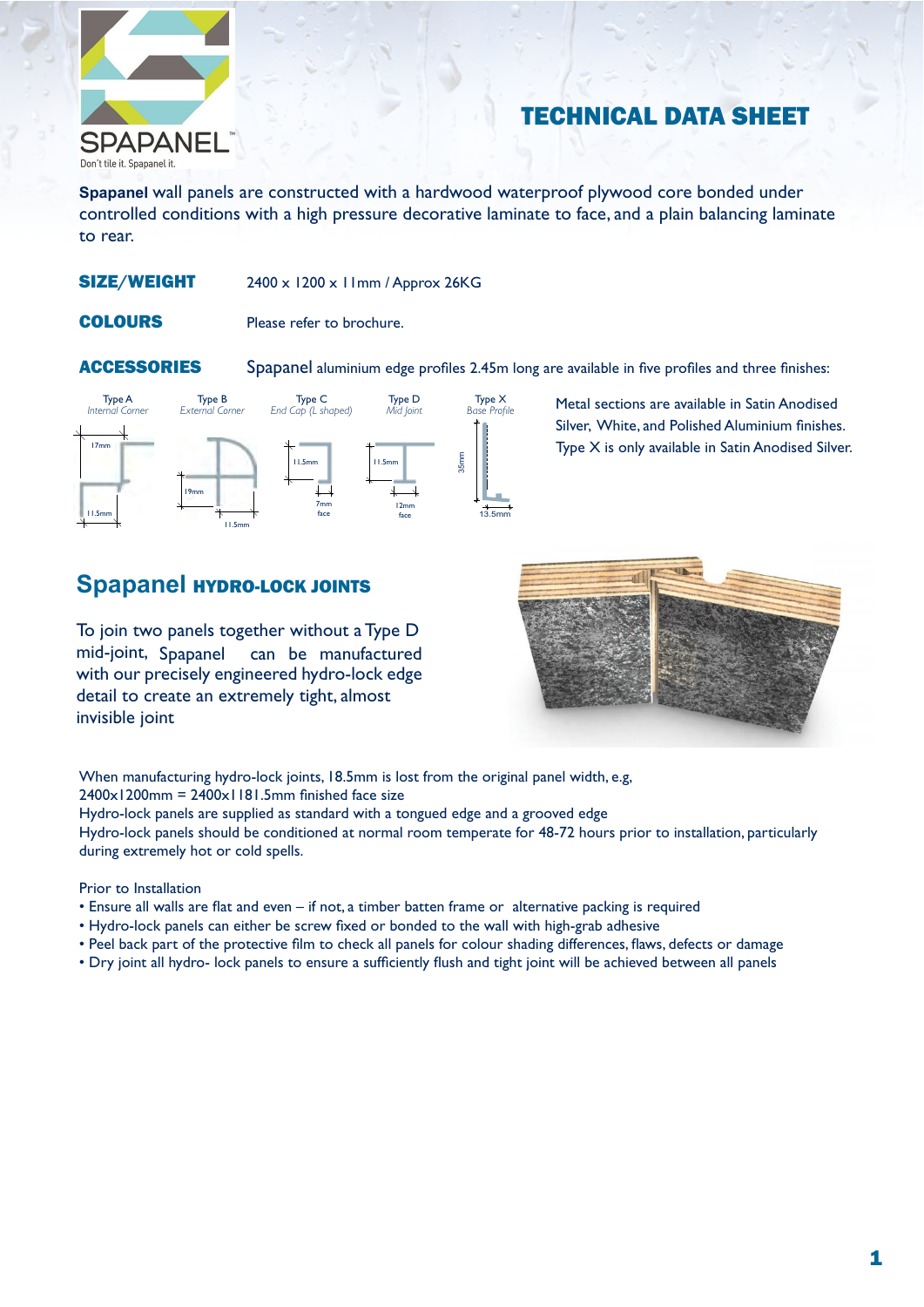SPAPANEL™

Don't tile it. Spapanel it.

# TECHNICAL DATA SHEET

**Spapanel** wall panels are constructed with a hardwood waterproof plywood core bonded under controlled conditions with a high pressure decorative laminate to face, and a plain balancing laminate to rear.

**SIZE/WEIGHT** 2400 x 1200 x 11mm / Approx 26KG

**COLOURS** Please refer to brochure.

**ACCESSORIES** Spapanel aluminium edge profiles 2.45m long are available in five profiles and three finishes:

Type A
*Internal Corner*
17mm
11.5mm

Type B
*External Corner*
19mm
11.5mm

Type C
*End Cap (L shaped)*
11.5mm
7mm
face

Type D
*Mid Joint*
11.5mm
12mm
face

Type X
*Base Profile*
35mm
13.5mm

Metal sections are available in Satin Anodised Silver, White, and Polished Aluminium finishes. Type X is only available in Satin Anodised Silver.

## Spapanel HYDRO-LOCK JOINTS

To join two panels together without a Type D mid-joint, Spapanel can be manufactured with our precisely engineered hydro-lock edge detail to create an extremely tight, almost invisible joint

When manufacturing hydro-lock joints, 18.5mm is lost from the original panel width, e.g,
2400x1200mm = 2400x1181.5mm finished face size
Hydro-lock panels are supplied as standard with a tongued edge and a grooved edge
Hydro-lock panels should be conditioned at normal room temperate for 48-72 hours prior to installation, particularly during extremely hot or cold spells.

Prior to Installation

- Ensure all walls are flat and even – if not, a timber batten frame or alternative packing is required
- Hydro-lock panels can either be screw fixed or bonded to the wall with high-grab adhesive
- Peel back part of the protective film to check all panels for colour shading differences, flaws, defects or damage
- Dry joint all hydro- lock panels to ensure a sufficiently flush and tight joint will be achieved between all panels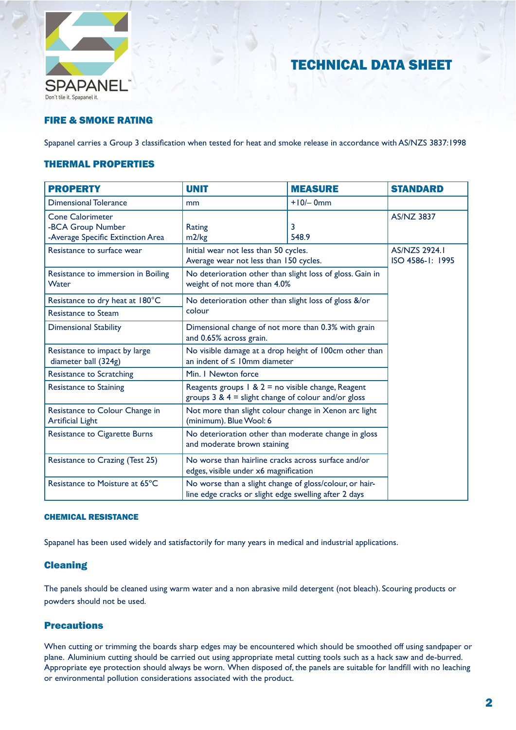SPAPANEL™

Don't tile it. Spapanel it.

# TECHNICAL DATA SHEET

## FIRE & SMOKE RATING

Spapanel carries a Group 3 classification when tested for heat and smoke release in accordance with AS/NZS 3837:1998

## THERMAL PROPERTIES

| PROPERTY | UNIT | MEASURE | STANDARD |
|---|---|---|---|
| Dimensional Tolerance | mm | +10/– 0mm | |
| Cone Calorimeter<br>-BCA Group Number<br>-Average Specific Extinction Area | Rating<br>m2/kg | 3<br>548.9 | AS/NZ 3837 |
| Resistance to surface wear | Initial wear not less than 50 cycles.<br>Average wear not less than 150 cycles. | | AS/NZS 2924.1<br>ISO 4586-1: 1995 |
| Resistance to immersion in Boiling Water | No deterioration other than slight loss of gloss. Gain in weight of not more than 4.0% | | |
| Resistance to dry heat at 180°C | No deterioration other than slight loss of gloss &/or colour | | |
| Resistance to Steam | | | |
| Dimensional Stability | Dimensional change of not more than 0.3% with grain and 0.65% across grain. | | |
| Resistance to impact by large diameter ball (324g) | No visible damage at a drop height of 100cm other than an indent of ≤ 10mm diameter | | |
| Resistance to Scratching | Min. 1 Newton force | | |
| Resistance to Staining | Reagents groups 1 & 2 = no visible change, Reagent groups 3 & 4 = slight change of colour and/or gloss | | |
| Resistance to Colour Change in Artificial Light | Not more than slight colour change in Xenon arc light (minimum). Blue Wool: 6 | | |
| Resistance to Cigarette Burns | No deterioration other than moderate change in gloss and moderate brown staining | | |
| Resistance to Crazing (Test 25) | No worse than hairline cracks across surface and/or edges, visible under x6 magnification | | |
| Resistance to Moisture at 65°C | No worse than a slight change of gloss/colour, or hair-line edge cracks or slight edge swelling after 2 days | | |

### CHEMICAL RESISTANCE

Spapanel has been used widely and satisfactorily for many years in medical and industrial applications.

## Cleaning

The panels should be cleaned using warm water and a non abrasive mild detergent (not bleach). Scouring products or powders should not be used.

## Precautions

When cutting or trimming the boards sharp edges may be encountered which should be smoothed off using sandpaper or plane. Aluminium cutting should be carried out using appropriate metal cutting tools such as a hack saw and de-burred. Appropriate eye protection should always be worn. When disposed of, the panels are suitable for landfill with no leaching or environmental pollution considerations associated with the product.